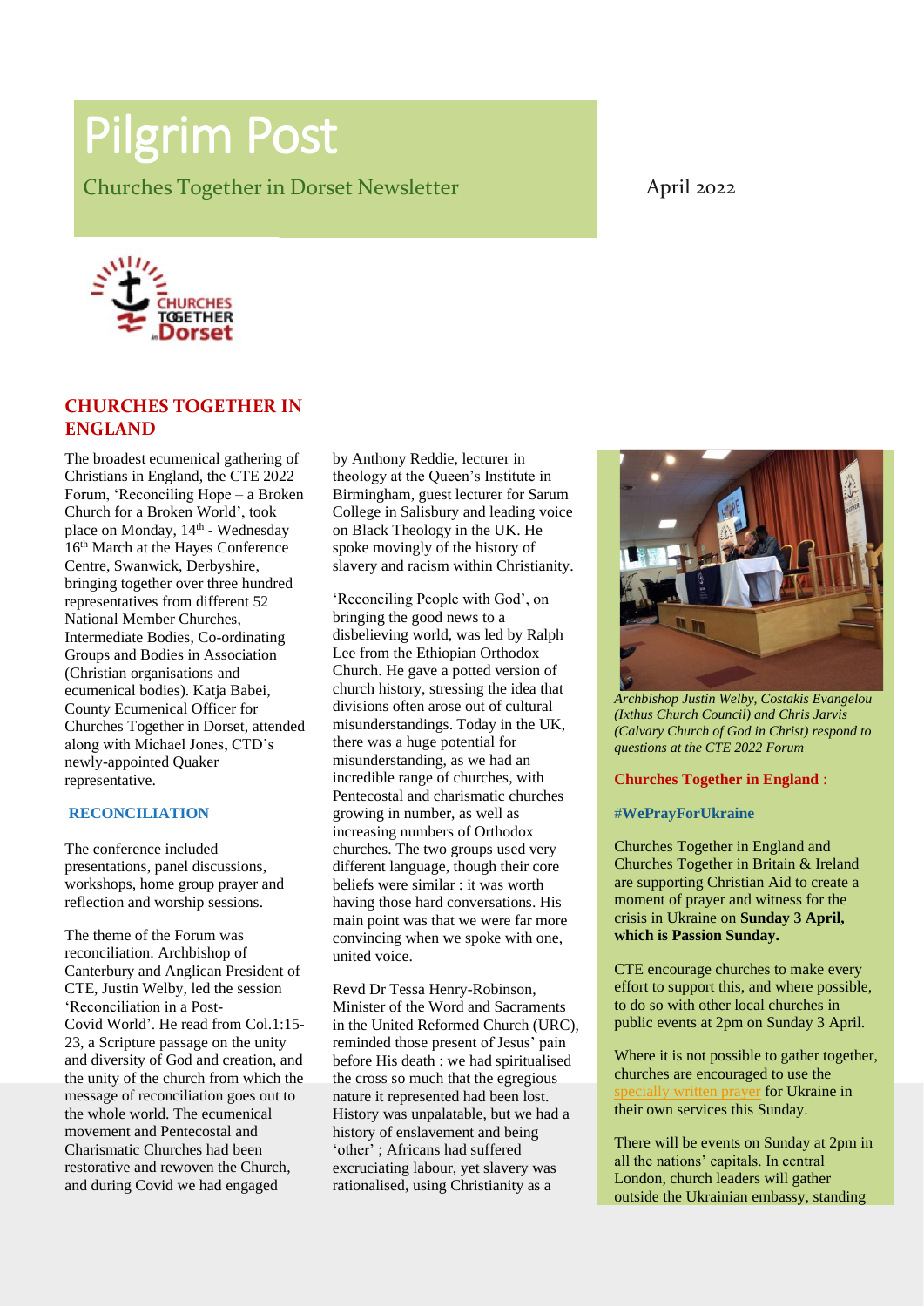# Pilgrim Post

Churches Together in Dorset Newsletter

April 2022

## CHURCHES TOGETHER IN ENGLAND

The broadest ecumenical gathering of Christians in England, the CTE 2022 Forum, 'Reconciling Hope – a Broken Church for a Broken World', took place on Monday, 14th - Wednesday 16th March at the Hayes Conference Centre, Swanwick, Derbyshire, bringing together over three hundred representatives from different 52 National Member Churches, Intermediate Bodies, Co-ordinating Groups and Bodies in Association (Christian organisations and ecumenical bodies). Katja Babei, County Ecumenical Officer for Churches Together in Dorset, attended along with Michael Jones, CTD's newly-appointed Quaker representative.

### RECONCILIATION

The conference included presentations, panel discussions, workshops, home group prayer and reflection and worship sessions.

The theme of the Forum was reconciliation. Archbishop of Canterbury and Anglican President of CTE, Justin Welby, led the session 'Reconciliation in a Post-Covid World'. He read from Col.1:15-23, a Scripture passage on the unity and diversity of God and creation, and the unity of the church from which the message of reconciliation goes out to the whole world. The ecumenical movement and Pentecostal and Charismatic Churches had been restorative and rewoven the Church, and during Covid we had engaged by Anthony Reddie, lecturer in theology at the Queen's Institute in Birmingham, guest lecturer for Sarum College in Salisbury and leading voice on Black Theology in the UK. He spoke movingly of the history of slavery and racism within Christianity.

'Reconciling People with God', on bringing the good news to a disbelieving world, was led by Ralph Lee from the Ethiopian Orthodox Church. He gave a potted version of church history, stressing the idea that divisions often arose out of cultural misunderstandings. Today in the UK, there was a huge potential for misunderstanding, as we had an incredible range of churches, with Pentecostal and charismatic churches growing in number, as well as increasing numbers of Orthodox churches. The two groups used very different language, though their core beliefs were similar : it was worth having those hard conversations. His main point was that we were far more convincing when we spoke with one, united voice.

Revd Dr Tessa Henry-Robinson, Minister of the Word and Sacraments in the United Reformed Church (URC), reminded those present of Jesus' pain before His death : we had spiritualised the cross so much that the egregious nature it represented had been lost. History was unpalatable, but we had a history of enslavement and being 'other' ; Africans had suffered excruciating labour, yet slavery was rationalised, using Christianity as a

*Archbishop Justin Welby, Costakis Evangelou (Ixthus Church Council) and Chris Jarvis (Calvary Church of God in Christ) respond to questions at the CTE 2022 Forum*

**Churches Together in England** :

**#WePrayForUkraine**

Churches Together in England and Churches Together in Britain & Ireland are supporting Christian Aid to create a moment of prayer and witness for the crisis in Ukraine on **Sunday 3 April, which is Passion Sunday.**

CTE encourage churches to make every effort to support this, and where possible, to do so with other local churches in public events at 2pm on Sunday 3 April.

Where it is not possible to gather together, churches are encouraged to use the specially written prayer for Ukraine in their own services this Sunday.

There will be events on Sunday at 2pm in all the nations' capitals. In central London, church leaders will gather outside the Ukrainian embassy, standing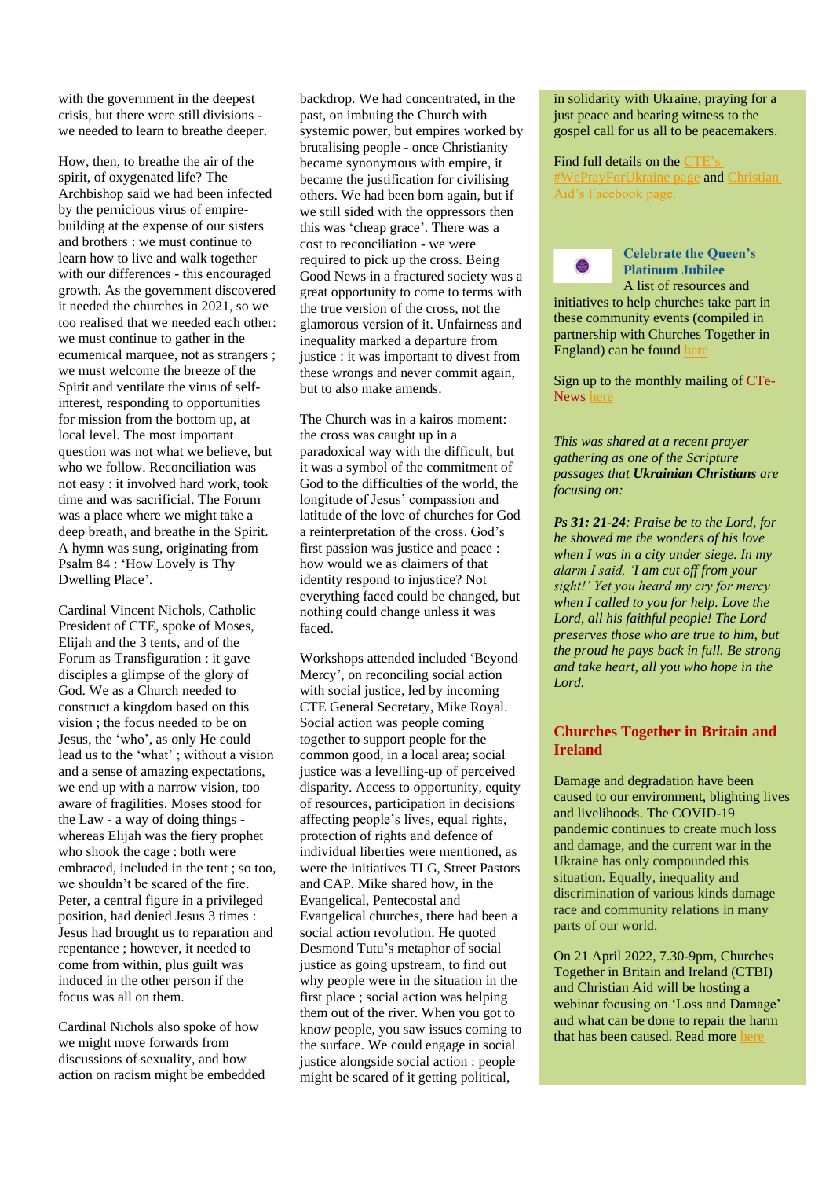with the government in the deepest crisis, but there were still divisions - we needed to learn to breathe deeper.

How, then, to breathe the air of the spirit, of oxygenated life? The Archbishop said we had been infected by the pernicious virus of empire-building at the expense of our sisters and brothers : we must continue to learn how to live and walk together with our differences - this encouraged growth. As the government discovered it needed the churches in 2021, so we too realised that we needed each other: we must continue to gather in the ecumenical marquee, not as strangers ; we must welcome the breeze of the Spirit and ventilate the virus of self-interest, responding to opportunities for mission from the bottom up, at local level. The most important question was not what we believe, but who we follow. Reconciliation was not easy : it involved hard work, took time and was sacrificial. The Forum was a place where we might take a deep breath, and breathe in the Spirit. A hymn was sung, originating from Psalm 84 : 'How Lovely is Thy Dwelling Place'.

Cardinal Vincent Nichols, Catholic President of CTE, spoke of Moses, Elijah and the 3 tents, and of the Forum as Transfiguration : it gave disciples a glimpse of the glory of God. We as a Church needed to construct a kingdom based on this vision ; the focus needed to be on Jesus, the 'who', as only He could lead us to the 'what' ; without a vision and a sense of amazing expectations, we end up with a narrow vision, too aware of fragilities. Moses stood for the Law - a way of doing things - whereas Elijah was the fiery prophet who shook the cage : both were embraced, included in the tent ; so too, we shouldn't be scared of the fire. Peter, a central figure in a privileged position, had denied Jesus 3 times : Jesus had brought us to reparation and repentance ; however, it needed to come from within, plus guilt was induced in the other person if the focus was all on them.

Cardinal Nichols also spoke of how we might move forwards from discussions of sexuality, and how action on racism might be embedded backdrop. We had concentrated, in the past, on imbuing the Church with systemic power, but empires worked by brutalising people - once Christianity became synonymous with empire, it became the justification for civilising others. We had been born again, but if we still sided with the oppressors then this was 'cheap grace'. There was a cost to reconciliation - we were required to pick up the cross. Being Good News in a fractured society was a great opportunity to come to terms with the true version of the cross, not the glamorous version of it. Unfairness and inequality marked a departure from justice : it was important to divest from these wrongs and never commit again, but to also make amends.

The Church was in a kairos moment: the cross was caught up in a paradoxical way with the difficult, but it was a symbol of the commitment of God to the difficulties of the world, the longitude of Jesus' compassion and latitude of the love of churches for God a reinterpretation of the cross. God's first passion was justice and peace : how would we as claimers of that identity respond to injustice? Not everything faced could be changed, but nothing could change unless it was faced.

Workshops attended included 'Beyond Mercy', on reconciling social action with social justice, led by incoming CTE General Secretary, Mike Royal. Social action was people coming together to support people for the common good, in a local area; social justice was a levelling-up of perceived disparity. Access to opportunity, equity of resources, participation in decisions affecting people's lives, equal rights, protection of rights and defence of individual liberties were mentioned, as were the initiatives TLG, Street Pastors and CAP. Mike shared how, in the Evangelical, Pentecostal and Evangelical churches, there had been a social action revolution. He quoted Desmond Tutu's metaphor of social justice as going upstream, to find out why people were in the situation in the first place ; social action was helping them out of the river. When you got to know people, you saw issues coming to the surface. We could engage in social justice alongside social action : people might be scared of it getting political,

in solidarity with Ukraine, praying for a just peace and bearing witness to the gospel call for us all to be peacemakers.

Find full details on the CTE's #WePrayForUkraine page and Christian Aid's Facebook page.

**Celebrate the Queen's Platinum Jubilee**

A list of resources and initiatives to help churches take part in these community events (compiled in partnership with Churches Together in England) can be found here

Sign up to the monthly mailing of CTe-News here

*This was shared at a recent prayer gathering as one of the Scripture passages that **Ukrainian Christians** are focusing on:*

***Ps 31: 21-24**: Praise be to the Lord, for he showed me the wonders of his love when I was in a city under siege. In my alarm I said, 'I am cut off from your sight!' Yet you heard my cry for mercy when I called to you for help. Love the Lord, all his faithful people! The Lord preserves those who are true to him, but the proud he pays back in full. Be strong and take heart, all you who hope in the Lord.*

## Churches Together in Britain and Ireland

Damage and degradation have been caused to our environment, blighting lives and livelihoods. The COVID-19 pandemic continues to create much loss and damage, and the current war in the Ukraine has only compounded this situation. Equally, inequality and discrimination of various kinds damage race and community relations in many parts of our world.

On 21 April 2022, 7.30-9pm, Churches Together in Britain and Ireland (CTBI) and Christian Aid will be hosting a webinar focusing on 'Loss and Damage' and what can be done to repair the harm that has been caused. Read more here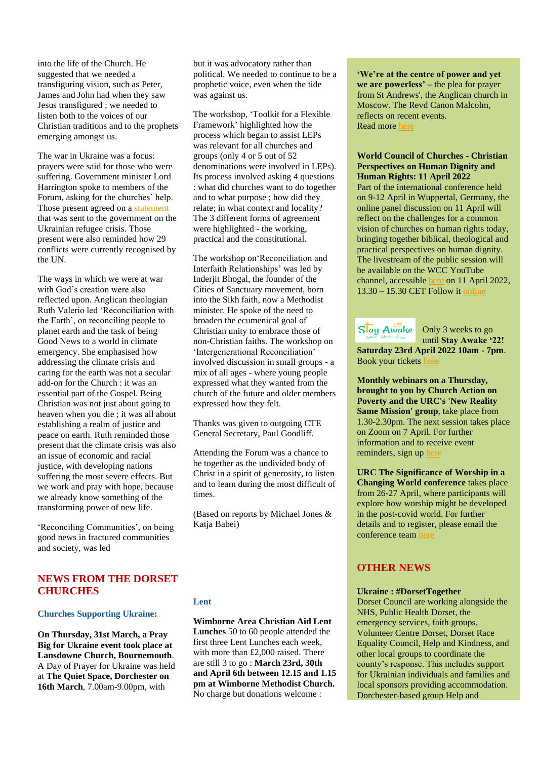into the life of the Church. He suggested that we needed a transfiguring vision, such as Peter, James and John had when they saw Jesus transfigured ; we needed to listen both to the voices of our Christian traditions and to the prophets emerging amongst us.

The war in Ukraine was a focus: prayers were said for those who were suffering. Government minister Lord Harrington spoke to members of the Forum, asking for the churches' help. Those present agreed on a statement that was sent to the government on the Ukrainian refugee crisis. Those present were also reminded how 29 conflicts were currently recognised by the UN.

The ways in which we were at war with God's creation were also reflected upon. Anglican theologian Ruth Valerio led 'Reconciliation with the Earth', on reconciling people to planet earth and the task of being Good News to a world in climate emergency. She emphasised how addressing the climate crisis and caring for the earth was not a secular add-on for the Church : it was an essential part of the Gospel. Being Christian was not just about going to heaven when you die ; it was all about establishing a realm of justice and peace on earth. Ruth reminded those present that the climate crisis was also an issue of economic and racial justice, with developing nations suffering the most severe effects. But we work and pray with hope, because we already know something of the transforming power of new life.

'Reconciling Communities', on being good news in fractured communities and society, was led but it was advocatory rather than political. We needed to continue to be a prophetic voice, even when the tide was against us.

The workshop, 'Toolkit for a Flexible Framework' highlighted how the process which began to assist LEPs was relevant for all churches and groups (only 4 or 5 out of 52 denominations were involved in LEPs). Its process involved asking 4 questions : what did churches want to do together and to what purpose ; how did they relate; in what context and locality? The 3 different forms of agreement were highlighted - the working, practical and the constitutional.

The workshop on'Reconciliation and Interfaith Relationships' was led by Inderjit Bhogal, the founder of the Cities of Sanctuary movement, born into the Sikh faith, now a Methodist minister. He spoke of the need to broaden the ecumenical goal of Christian unity to embrace those of non-Christian faiths. The workshop on 'Intergenerational Reconciliation' involved discussion in small groups - a mix of all ages - where young people expressed what they wanted from the church of the future and older members expressed how they felt.

Thanks was given to outgoing CTE General Secretary, Paul Goodliff.

Attending the Forum was a chance to be together as the undivided body of Christ in a spirit of generosity, to listen and to learn during the most difficult of times.

(Based on reports by Michael Jones & Katja Babei)

## NEWS FROM THE DORSET CHURCHES

### Churches Supporting Ukraine:

**On Thursday, 31st March, a Pray Big for Ukraine event took place at Lansdowne Church, Bournemouth**. A Day of Prayer for Ukraine was held at **The Quiet Space, Dorchester on 16th March**, 7.00am-9.00pm, with

### Lent

**Wimborne Area Christian Aid Lent Lunches** 50 to 60 people attended the first three Lent Lunches each week, with more than £2,000 raised. There are still 3 to go : **March 23rd, 30th and April 6th between 12.15 and 1.15 pm at Wimborne Methodist Church.** No charge but donations welcome :

**'We're at the centre of power and yet we are powerless'** – the plea for prayer from St Andrews', the Anglican church in Moscow. The Revd Canon Malcolm, reflects on recent events. Read more here

**World Council of Churches - Christian Perspectives on Human Dignity and Human Rights: 11 April 2022**
Part of the international conference held on 9-12 April in Wuppertal, Germany, the online panel discussion on 11 April will reflect on the challenges for a common vision of churches on human rights today, bringing together biblical, theological and practical perspectives on human dignity. The livestream of the public session will be available on the WCC YouTube channel, accessible here on 11 April 2022, 13.30 – 15.30 CET Follow it online

Stay Awake — Advent · Abide · Arise

Only 3 weeks to go until **Stay Awake '22! Saturday 23rd April 2022 10am - 7pm**. Book your tickets here

**Monthly webinars on a Thursday, brought to you by Church Action on Poverty and the URC's 'New Reality Same Mission' group**, take place from 1.30-2.30pm. The next session takes place on Zoom on 7 April. For further information and to receive event reminders, sign up here

**URC The Significance of Worship in a Changing World conference** takes place from 26-27 April, where participants will explore how worship might be developed in the post-covid world. For further details and to register, please email the conference team here

## OTHER NEWS

**Ukraine : #DorsetTogether**
Dorset Council are working alongside the NHS, Public Health Dorset, the emergency services, faith groups, Volunteer Centre Dorset, Dorset Race Equality Council, Help and Kindness, and other local groups to coordinate the county's response. This includes support for Ukrainian individuals and families and local sponsors providing accommodation. Dorchester-based group Help and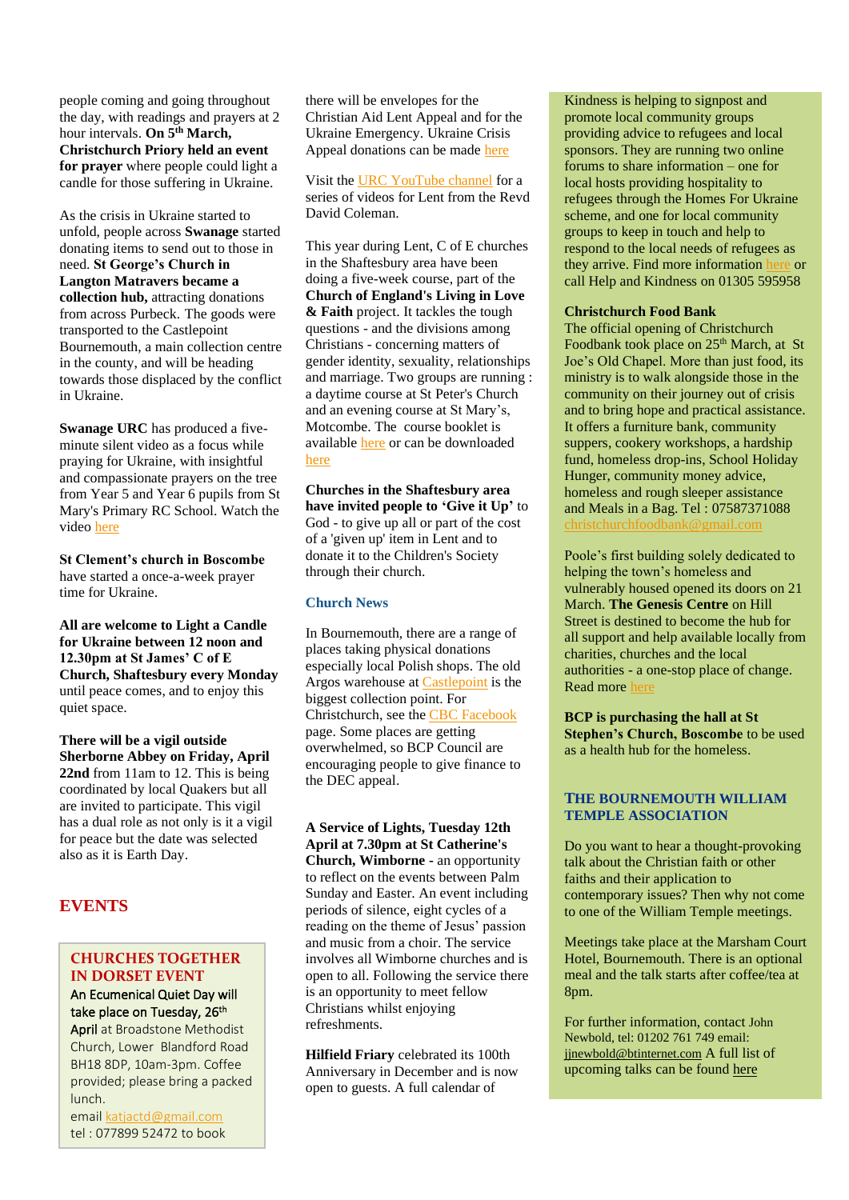people coming and going throughout the day, with readings and prayers at 2 hour intervals. **On 5th March, Christchurch Priory held an event for prayer** where people could light a candle for those suffering in Ukraine.

As the crisis in Ukraine started to unfold, people across **Swanage** started donating items to send out to those in need. **St George's Church in Langton Matravers became a collection hub,** attracting donations from across Purbeck. The goods were transported to the Castlepoint Bournemouth, a main collection centre in the county, and will be heading towards those displaced by the conflict in Ukraine.

**Swanage URC** has produced a five-minute silent video as a focus while praying for Ukraine, with insightful and compassionate prayers on the tree from Year 5 and Year 6 pupils from St Mary's Primary RC School. Watch the video here

**St Clement's church in Boscombe** have started a once-a-week prayer time for Ukraine.

**All are welcome to Light a Candle for Ukraine between 12 noon and 12.30pm at St James' C of E Church, Shaftesbury every Monday** until peace comes, and to enjoy this quiet space.

**There will be a vigil outside Sherborne Abbey on Friday, April 22nd** from 11am to 12. This is being coordinated by local Quakers but all are invited to participate. This vigil has a dual role as not only is it a vigil for peace but the date was selected also as it is Earth Day.

## EVENTS

### CHURCHES TOGETHER IN DORSET EVENT

An Ecumenical Quiet Day will take place on Tuesday, 26th April at Broadstone Methodist Church, Lower Blandford Road BH18 8DP, 10am-3pm. Coffee provided; please bring a packed lunch.
email katjactd@gmail.com
tel : 077899 52472 to book

there will be envelopes for the Christian Aid Lent Appeal and for the Ukraine Emergency. Ukraine Crisis Appeal donations can be made here

Visit the URC YouTube channel for a series of videos for Lent from the Revd David Coleman.

This year during Lent, C of E churches in the Shaftesbury area have been doing a five-week course, part of the **Church of England's Living in Love & Faith** project. It tackles the tough questions - and the divisions among Christians - concerning matters of gender identity, sexuality, relationships and marriage. Two groups are running : a daytime course at St Peter's Church and an evening course at St Mary's, Motcombe. The course booklet is available here or can be downloaded here

**Churches in the Shaftesbury area have invited people to 'Give it Up'** to God - to give up all or part of the cost of a 'given up' item in Lent and to donate it to the Children's Society through their church.

### Church News

In Bournemouth, there are a range of places taking physical donations especially local Polish shops. The old Argos warehouse at Castlepoint is the biggest collection point. For Christchurch, see the CBC Facebook page. Some places are getting overwhelmed, so BCP Council are encouraging people to give finance to the DEC appeal.

**A Service of Lights, Tuesday 12th April at 7.30pm at St Catherine's Church, Wimborne** - an opportunity to reflect on the events between Palm Sunday and Easter. An event including periods of silence, eight cycles of a reading on the theme of Jesus' passion and music from a choir. The service involves all Wimborne churches and is open to all. Following the service there is an opportunity to meet fellow Christians whilst enjoying refreshments.

**Hilfield Friary** celebrated its 100th Anniversary in December and is now open to guests. A full calendar of

Kindness is helping to signpost and promote local community groups providing advice to refugees and local sponsors. They are running two online forums to share information – one for local hosts providing hospitality to refugees through the Homes For Ukraine scheme, and one for local community groups to keep in touch and help to respond to the local needs of refugees as they arrive. Find more information here or call Help and Kindness on 01305 595958

**Christchurch Food Bank**
The official opening of Christchurch Foodbank took place on 25th March, at St Joe's Old Chapel. More than just food, its ministry is to walk alongside those in the community on their journey out of crisis and to bring hope and practical assistance. It offers a furniture bank, community suppers, cookery workshops, a hardship fund, homeless drop-ins, School Holiday Hunger, community money advice, homeless and rough sleeper assistance and Meals in a Bag. Tel : 07587371088
christchurchfoodbank@gmail.com

Poole's first building solely dedicated to helping the town's homeless and vulnerably housed opened its doors on 21 March. **The Genesis Centre** on Hill Street is destined to become the hub for all support and help available locally from charities, churches and the local authorities - a one-stop place of change. Read more here

**BCP is purchasing the hall at St Stephen's Church, Boscombe** to be used as a health hub for the homeless.

### THE BOURNEMOUTH WILLIAM TEMPLE ASSOCIATION

Do you want to hear a thought-provoking talk about the Christian faith or other faiths and their application to contemporary issues? Then why not come to one of the William Temple meetings.

Meetings take place at the Marsham Court Hotel, Bournemouth. There is an optional meal and the talk starts after coffee/tea at 8pm.

For further information, contact John Newbold, tel: 01202 761 749 email: jjnewbold@btinternet.com A full list of upcoming talks can be found here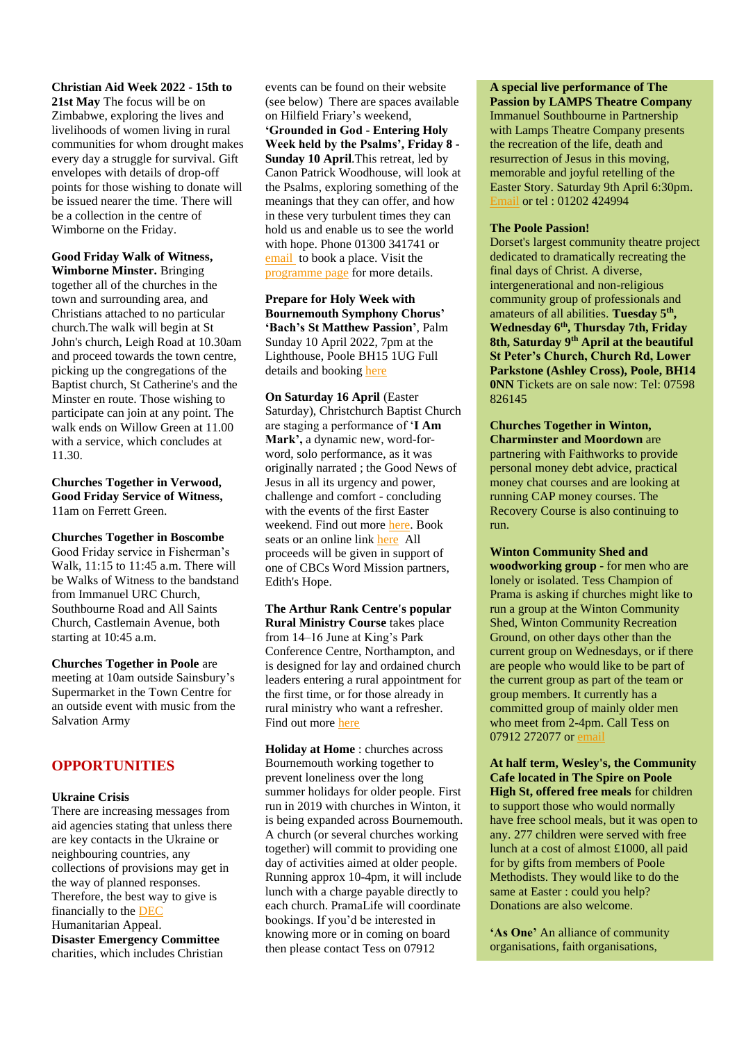**Christian Aid Week 2022 - 15th to 21st May** The focus will be on Zimbabwe, exploring the lives and livelihoods of women living in rural communities for whom drought makes every day a struggle for survival. Gift envelopes with details of drop-off points for those wishing to donate will be issued nearer the time. There will be a collection in the centre of Wimborne on the Friday.

**Good Friday Walk of Witness, Wimborne Minster.** Bringing together all of the churches in the town and surrounding area, and Christians attached to no particular church.The walk will begin at St John's church, Leigh Road at 10.30am and proceed towards the town centre, picking up the congregations of the Baptist church, St Catherine's and the Minster en route. Those wishing to participate can join at any point. The walk ends on Willow Green at 11.00 with a service, which concludes at 11.30.

**Churches Together in Verwood, Good Friday Service of Witness,** 11am on Ferrett Green.

**Churches Together in Boscombe** Good Friday service in Fisherman's Walk, 11:15 to 11:45 a.m. There will be Walks of Witness to the bandstand from Immanuel URC Church, Southbourne Road and All Saints Church, Castlemain Avenue, both starting at 10:45 a.m.

**Churches Together in Poole** are meeting at 10am outside Sainsbury's Supermarket in the Town Centre for an outside event with music from the Salvation Army

## OPPORTUNITIES

**Ukraine Crisis**
There are increasing messages from aid agencies stating that unless there are key contacts in the Ukraine or neighbouring countries, any collections of provisions may get in the way of planned responses. Therefore, the best way to give is financially to the DEC Humanitarian Appeal.
**Disaster Emergency Committee** charities, which includes Christian events can be found on their website (see below) There are spaces available on Hilfield Friary's weekend, **'Grounded in God - Entering Holy Week held by the Psalms', Friday 8 - Sunday 10 April**.This retreat, led by Canon Patrick Woodhouse, will look at the Psalms, exploring something of the meanings that they can offer, and how in these very turbulent times they can hold us and enable us to see the world with hope. Phone 01300 341741 or email to book a place. Visit the programme page for more details.

**Prepare for Holy Week with Bournemouth Symphony Chorus' 'Bach's St Matthew Passion'**, Palm Sunday 10 April 2022, 7pm at the Lighthouse, Poole BH15 1UG Full details and booking here

**On Saturday 16 April** (Easter Saturday), Christchurch Baptist Church are staging a performance of '**I Am Mark'**, a dynamic new, word-for-word, solo performance, as it was originally narrated ; the Good News of Jesus in all its urgency and power, challenge and comfort - concluding with the events of the first Easter weekend. Find out more here. Book seats or an online link here All proceeds will be given in support of one of CBCs Word Mission partners, Edith's Hope.

**The Arthur Rank Centre's popular Rural Ministry Course** takes place from 14–16 June at King's Park Conference Centre, Northampton, and is designed for lay and ordained church leaders entering a rural appointment for the first time, or for those already in rural ministry who want a refresher. Find out more here

**Holiday at Home** : churches across Bournemouth working together to prevent loneliness over the long summer holidays for older people. First run in 2019 with churches in Winton, it is being expanded across Bournemouth. A church (or several churches working together) will commit to providing one day of activities aimed at older people. Running approx 10-4pm, it will include lunch with a charge payable directly to each church. PramaLife will coordinate bookings. If you'd be interested in knowing more or in coming on board then please contact Tess on 07912

**A special live performance of The Passion by LAMPS Theatre Company** Immanuel Southbourne in Partnership with Lamps Theatre Company presents the recreation of the life, death and resurrection of Jesus in this moving, memorable and joyful retelling of the Easter Story. Saturday 9th April 6:30pm. Email or tel : 01202 424994

**The Poole Passion!**
Dorset's largest community theatre project dedicated to dramatically recreating the final days of Christ. A diverse, intergenerational and non-religious community group of professionals and amateurs of all abilities. **Tuesday 5th, Wednesday 6th, Thursday 7th, Friday 8th, Saturday 9th April at the beautiful St Peter's Church, Church Rd, Lower Parkstone (Ashley Cross), Poole, BH14 0NN** Tickets are on sale now: Tel: 07598 826145

**Churches Together in Winton, Charminster and Moordown** are partnering with Faithworks to provide personal money debt advice, practical money chat courses and are looking at running CAP money courses. The Recovery Course is also continuing to run.

**Winton Community Shed and woodworking group** - for men who are lonely or isolated. Tess Champion of Prama is asking if churches might like to run a group at the Winton Community Shed, Winton Community Recreation Ground, on other days other than the current group on Wednesdays, or if there are people who would like to be part of the current group as part of the team or group members. It currently has a committed group of mainly older men who meet from 2-4pm. Call Tess on 07912 272077 or email

**At half term, Wesley's, the Community Cafe located in The Spire on Poole High St, offered free meals** for children to support those who would normally have free school meals, but it was open to any. 277 children were served with free lunch at a cost of almost £1000, all paid for by gifts from members of Poole Methodists. They would like to do the same at Easter : could you help? Donations are also welcome.

**'As One'** An alliance of community organisations, faith organisations,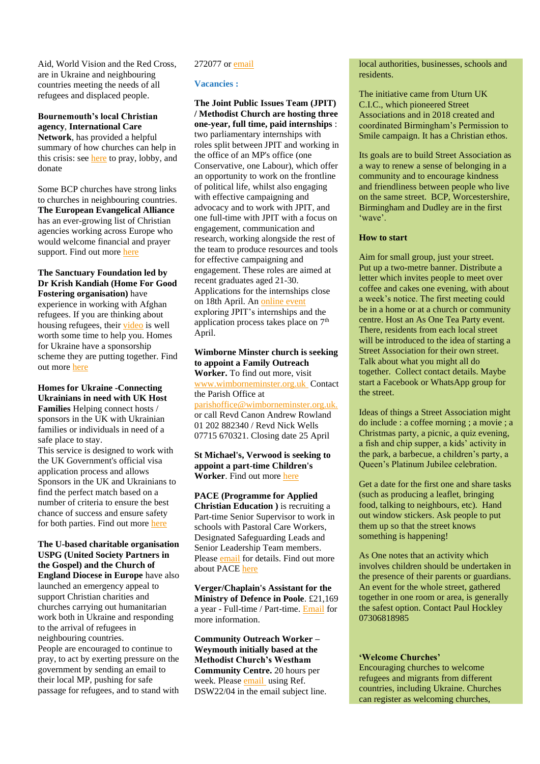Aid, World Vision and the Red Cross, are in Ukraine and neighbouring countries meeting the needs of all refugees and displaced people.

**Bournemouth's local Christian agency**, **International Care Network**, has provided a helpful summary of how churches can help in this crisis: see here to pray, lobby, and donate

Some BCP churches have strong links to churches in neighbouring countries. **The European Evangelical Alliance** has an ever-growing list of Christian agencies working across Europe who would welcome financial and prayer support. Find out more here

**The Sanctuary Foundation led by Dr Krish Kandiah (Home For Good Fostering organisation)** have experience in working with Afghan refugees. If you are thinking about housing refugees, their video is well worth some time to help you. Homes for Ukraine have a sponsorship scheme they are putting together. Find out more here

**Homes for Ukraine -Connecting Ukrainians in need with UK Host Families** Helping connect hosts / sponsors in the UK with Ukrainian families or individuals in need of a safe place to stay.
This service is designed to work with the UK Government's official visa application process and allows Sponsors in the UK and Ukrainians to find the perfect match based on a number of criteria to ensure the best chance of success and ensure safety for both parties. Find out more here

**The U-based charitable organisation USPG (United Society Partners in the Gospel) and the Church of England Diocese in Europe** have also launched an emergency appeal to support Christian charities and churches carrying out humanitarian work both in Ukraine and responding to the arrival of refugees in neighbouring countries.
People are encouraged to continue to pray, to act by exerting pressure on the government by sending an email to their local MP, pushing for safe passage for refugees, and to stand with

272077 or email

### Vacancies :

**The Joint Public Issues Team (JPIT) / Methodist Church are hosting three one-year, full time, paid internships** : two parliamentary internships with roles split between JPIT and working in the office of an MP's office (one Conservative, one Labour), which offer an opportunity to work on the frontline of political life, whilst also engaging with effective campaigning and advocacy and to work with JPIT, and one full-time with JPIT with a focus on engagement, communication and research, working alongside the rest of the team to produce resources and tools for effective campaigning and engagement. These roles are aimed at recent graduates aged 21-30. Applications for the internships close on 18th April. An online event exploring JPIT's internships and the application process takes place on 7th April.

**Wimborne Minster church is seeking to appoint a Family Outreach Worker.** To find out more, visit www.wimborneminster.org.uk Contact the Parish Office at parishoffice@wimborneminster.org.uk. or call Revd Canon Andrew Rowland 01 202 882340 / Revd Nick Wells 07715 670321. Closing date 25 April

**St Michael's, Verwood is seeking to appoint a part-time Children's Worker**. Find out more here

**PACE (Programme for Applied Christian Education )** is recruiting a Part-time Senior Supervisor to work in schools with Pastoral Care Workers, Designated Safeguarding Leads and Senior Leadership Team members. Please email for details. Find out more about PACE here

**Verger/Chaplain's Assistant for the Ministry of Defence in Poole**. £21,169 a year - Full-time / Part-time. Email for more information.

**Community Outreach Worker – Weymouth initially based at the Methodist Church's Westham Community Centre.** 20 hours per week. Please email using Ref. DSW22/04 in the email subject line.

local authorities, businesses, schools and residents.

The initiative came from Uturn UK C.I.C., which pioneered Street Associations and in 2018 created and coordinated Birmingham's Permission to Smile campaign. It has a Christian ethos.

Its goals are to build Street Association as a way to renew a sense of belonging in a community and to encourage kindness and friendliness between people who live on the same street. BCP, Worcestershire, Birmingham and Dudley are in the first 'wave'.

**How to start**

Aim for small group, just your street. Put up a two-metre banner. Distribute a letter which invites people to meet over coffee and cakes one evening, with about a week's notice. The first meeting could be in a home or at a church or community centre. Host an As One Tea Party event. There, residents from each local street will be introduced to the idea of starting a Street Association for their own street. Talk about what you might all do together. Collect contact details. Maybe start a Facebook or WhatsApp group for the street.

Ideas of things a Street Association might do include : a coffee morning ; a movie ; a Christmas party, a picnic, a quiz evening, a fish and chip supper, a kids' activity in the park, a barbecue, a children's party, a Queen's Platinum Jubilee celebration.

Get a date for the first one and share tasks (such as producing a leaflet, bringing food, talking to neighbours, etc). Hand out window stickers. Ask people to put them up so that the street knows something is happening!

As One notes that an activity which involves children should be undertaken in the presence of their parents or guardians. An event for the whole street, gathered together in one room or area, is generally the safest option. Contact Paul Hockley 07306818985

**'Welcome Churches'**
Encouraging churches to welcome refugees and migrants from different countries, including Ukraine. Churches can register as welcoming churches,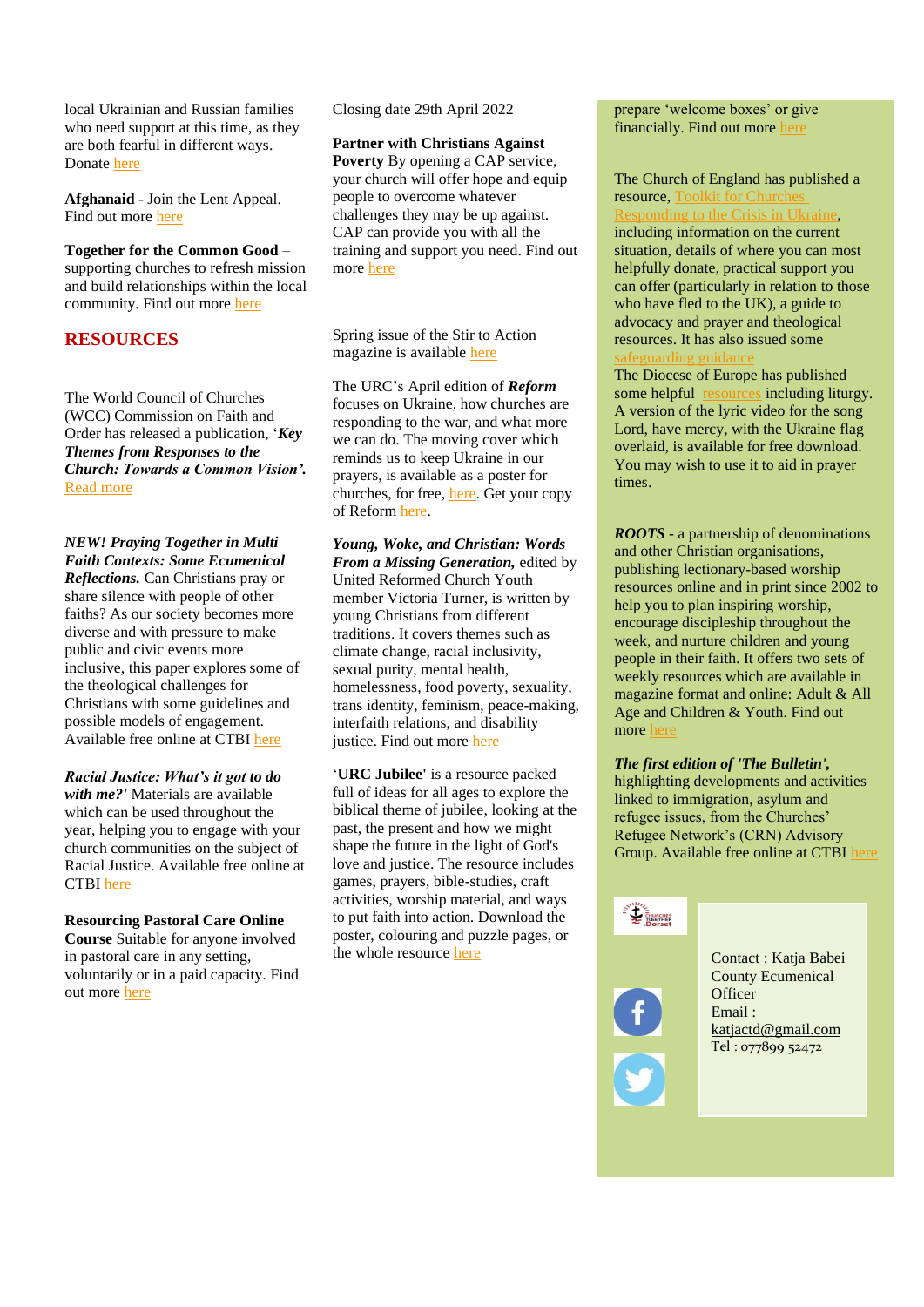local Ukrainian and Russian families who need support at this time, as they are both fearful in different ways. Donate here

**Afghanaid** - Join the Lent Appeal. Find out more here

**Together for the Common Good** – supporting churches to refresh mission and build relationships within the local community. Find out more here

## RESOURCES

The World Council of Churches (WCC) Commission on Faith and Order has released a publication, '***Key Themes from Responses to the Church: Towards a Common Vision'.*** Read more

***NEW! Praying Together in Multi Faith Contexts: Some Ecumenical Reflections.*** Can Christians pray or share silence with people of other faiths? As our society becomes more diverse and with pressure to make public and civic events more inclusive, this paper explores some of the theological challenges for Christians with some guidelines and possible models of engagement. Available free online at CTBI here

***Racial Justice: What's it got to do with me?'*** Materials are available which can be used throughout the year, helping you to engage with your church communities on the subject of Racial Justice. Available free online at CTBI here

**Resourcing Pastoral Care Online Course** Suitable for anyone involved in pastoral care in any setting, voluntarily or in a paid capacity. Find out more here

Closing date 29th April 2022

**Partner with Christians Against Poverty** By opening a CAP service, your church will offer hope and equip people to overcome whatever challenges they may be up against. CAP can provide you with all the training and support you need. Find out more here

Spring issue of the Stir to Action magazine is available here

The URC's April edition of ***Reform*** focuses on Ukraine, how churches are responding to the war, and what more we can do. The moving cover which reminds us to keep Ukraine in our prayers, is available as a poster for churches, for free, here. Get your copy of Reform here.

***Young, Woke, and Christian: Words From a Missing Generation,*** edited by United Reformed Church Youth member Victoria Turner, is written by young Christians from different traditions. It covers themes such as climate change, racial inclusivity, sexual purity, mental health, homelessness, food poverty, sexuality, trans identity, feminism, peace-making, interfaith relations, and disability justice. Find out more here

'**URC Jubilee**' is a resource packed full of ideas for all ages to explore the biblical theme of jubilee, looking at the past, the present and how we might shape the future in the light of God's love and justice. The resource includes games, prayers, bible-studies, craft activities, worship material, and ways to put faith into action. Download the poster, colouring and puzzle pages, or the whole resource here

prepare 'welcome boxes' or give financially. Find out more here

The Church of England has published a resource, Toolkit for Churches Responding to the Crisis in Ukraine, including information on the current situation, details of where you can most helpfully donate, practical support you can offer (particularly in relation to those who have fled to the UK), a guide to advocacy and prayer and theological resources. It has also issued some safeguarding guidance

The Diocese of Europe has published some helpful resources including liturgy. A version of the lyric video for the song Lord, have mercy, with the Ukraine flag overlaid, is available for free download. You may wish to use it to aid in prayer times.

***ROOTS*** - a partnership of denominations and other Christian organisations, publishing lectionary-based worship resources online and in print since 2002 to help you to plan inspiring worship, encourage discipleship throughout the week, and nurture children and young people in their faith. It offers two sets of weekly resources which are available in magazine format and online: Adult & All Age and Children & Youth. Find out more here

***The first edition of 'The Bulletin',*** highlighting developments and activities linked to immigration, asylum and refugee issues, from the Churches' Refugee Network's (CRN) Advisory Group. Available free online at CTBI here

Contact : Katja Babei
County Ecumenical Officer
Email : katjactd@gmail.com
Tel : 077899 52472